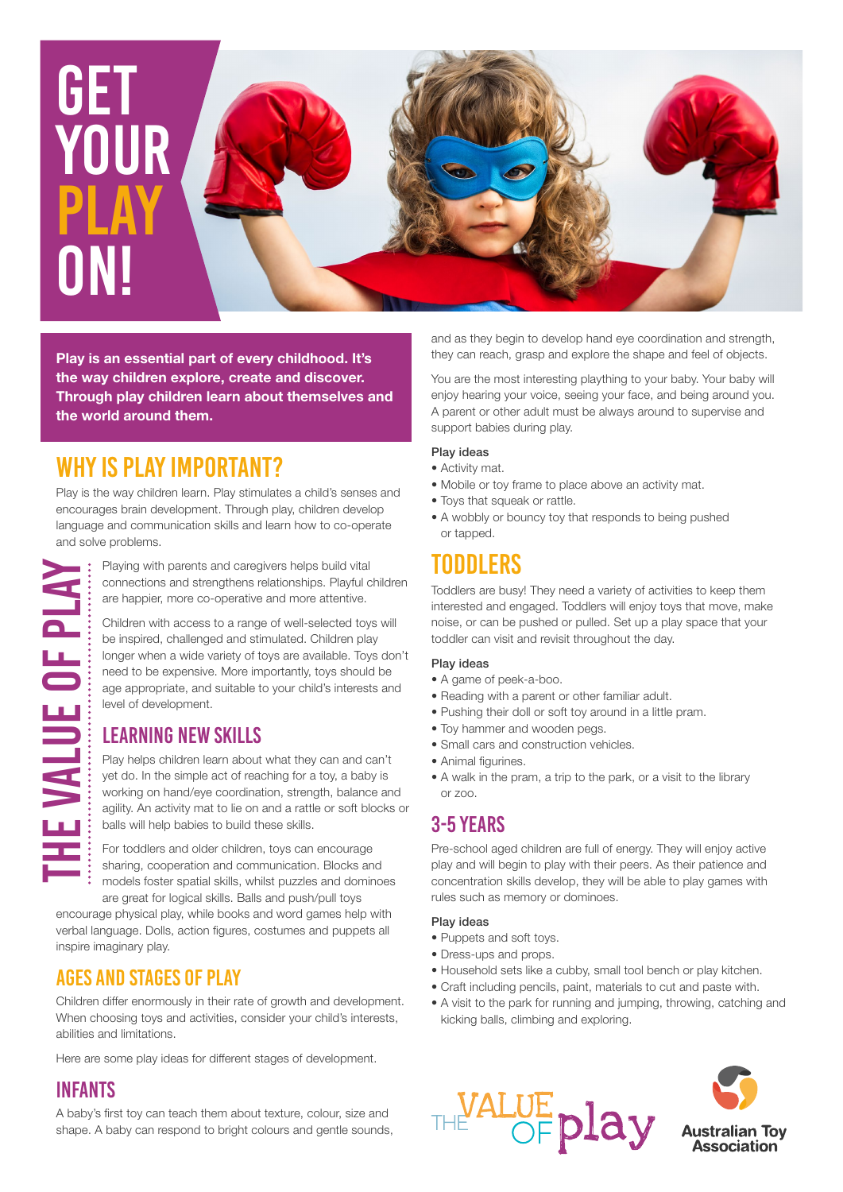# GET YOUR PLAY ON!

**Play is an essential part of every childhood. It's the way children explore, create and discover. Through play children learn about themselves and the world around them.**

## WHY IS PLAY IMPORTANT?

Play is the way children learn. Play stimulates a child's senses and encourages brain development. Through play, children develop language and communication skills and learn how to co-operate and solve problems.

THE VALUE OF PLAY

Playing with parents and caregivers helps build vital connections and strengthens relationships. Playful children are happier, more co-operative and more attentive.

Children with access to a range of well-selected toys will be inspired, challenged and stimulated. Children play longer when a wide variety of toys are available. Toys don't need to be expensive. More importantly, toys should be age appropriate, and suitable to your child's interests and level of development.

## LEARNING NEW SKILLS

Play helps children learn about what they can and can't yet do. In the simple act of reaching for a toy, a baby is working on hand/eye coordination, strength, balance and agility. An activity mat to lie on and a rattle or soft blocks or balls will help babies to build these skills.

For toddlers and older children, toys can encourage sharing, cooperation and communication. Blocks and models foster spatial skills, whilst puzzles and dominoes are great for logical skills. Balls and push/pull toys encourage physical play, while books and word games help with verbal language. Dolls, action figures, costumes and puppets all inspire imaginary play.

## AGES AND STAGES OF PLAY

Children differ enormously in their rate of growth and development. When choosing toys and activities, consider your child's interests, abilities and limitations.

Here are some play ideas for different stages of development.

## INFANTS

A baby's first toy can teach them about texture, colour, size and shape. A baby can respond to bright colours and gentle sounds, and as they begin to develop hand eye coordination and strength, they can reach, grasp and explore the shape and feel of objects.

You are the most interesting plaything to your baby. Your baby will enjoy hearing your voice, seeing your face, and being around you. A parent or other adult must be always around to supervise and support babies during play.

**Play ideas**

- Activity mat.
- Mobile or toy frame to place above an activity mat.
- Toys that squeak or rattle.
- A wobbly or bouncy toy that responds to being pushed or tapped.

## TODDLERS

Toddlers are busy! They need a variety of activities to keep them interested and engaged. Toddlers will enjoy toys that move, make noise, or can be pushed or pulled. Set up a play space that your toddler can visit and revisit throughout the day.

**Play ideas**

- A game of peek-a-boo.
- Reading with a parent or other familiar adult.
- Pushing their doll or soft toy around in a little pram.
- Toy hammer and wooden pegs.
- Small cars and construction vehicles.
- Animal figurines.
- A walk in the pram, a trip to the park, or a visit to the library or zoo.

## 3-5 YEARS

Pre-school aged children are full of energy. They will enjoy active play and will begin to play with their peers. As their patience and concentration skills develop, they will be able to play games with rules such as memory or dominoes.

**Play ideas**

- Puppets and soft toys.
- Dress-ups and props.
- Household sets like a cubby, small tool bench or play kitchen.
- Craft including pencils, paint, materials to cut and paste with.
- A visit to the park for running and jumping, throwing, catching and kicking balls, climbing and exploring.

THE VALUE OF play

Australian Toy Association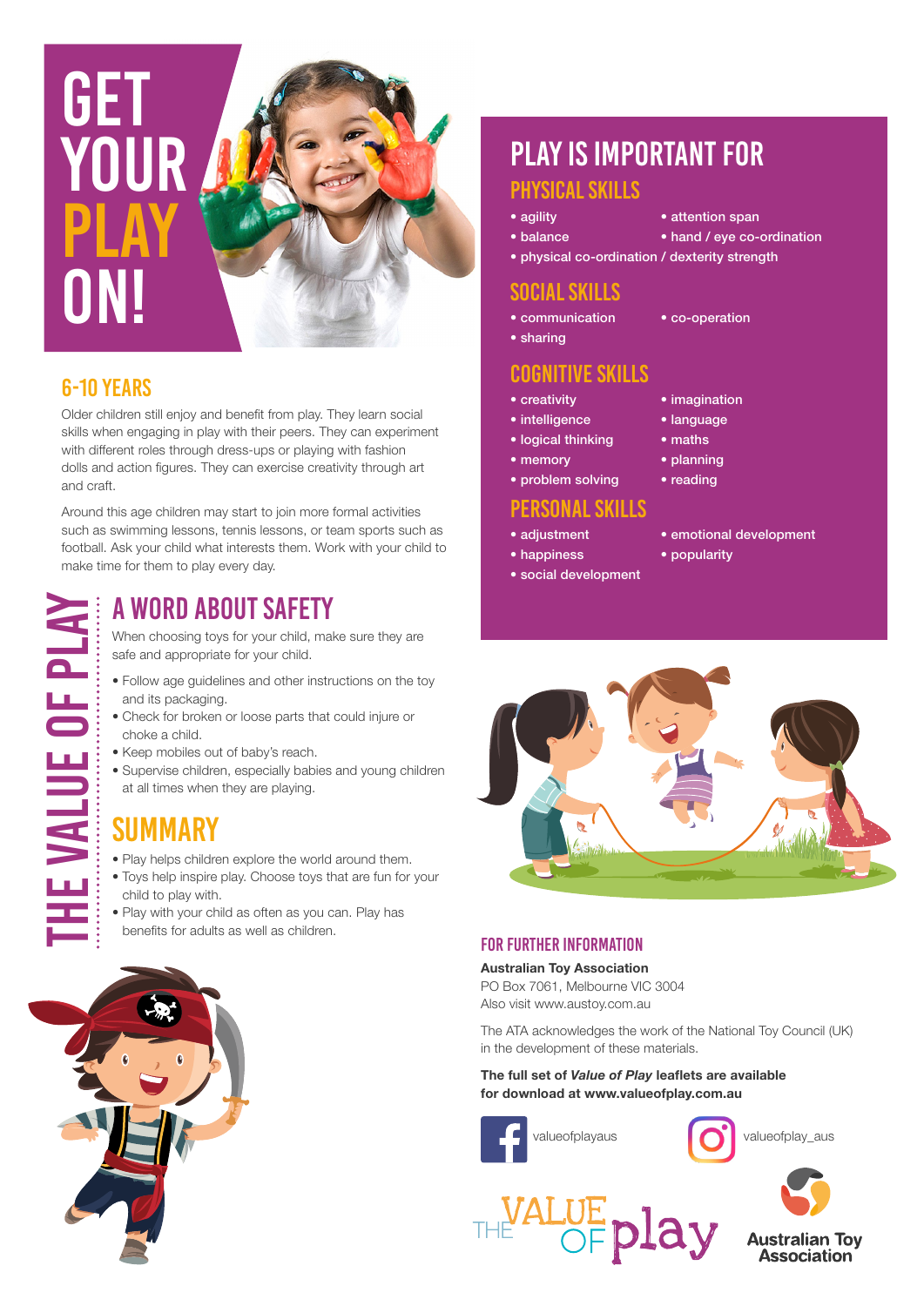# GET YOUR PLAY ON!

## 6-10 YEARS

Older children still enjoy and benefit from play. They learn social skills when engaging in play with their peers. They can experiment with different roles through dress-ups or playing with fashion dolls and action figures. They can exercise creativity through art and craft.

Around this age children may start to join more formal activities such as swimming lessons, tennis lessons, or team sports such as football. Ask your child what interests them. Work with your child to make time for them to play every day.

THE VALUE OF PLAY

## A WORD ABOUT SAFETY

When choosing toys for your child, make sure they are safe and appropriate for your child.

- Follow age guidelines and other instructions on the toy and its packaging.
- Check for broken or loose parts that could injure or choke a child.
- Keep mobiles out of baby's reach.
- Supervise children, especially babies and young children at all times when they are playing.

## SUMMARY

- Play helps children explore the world around them.
- Toys help inspire play. Choose toys that are fun for your child to play with.
- Play with your child as often as you can. Play has benefits for adults as well as children.

## PLAY IS IMPORTANT FOR

### PHYSICAL SKILLS

- agility
- attention span
- balance
- hand / eye co-ordination
- physical co-ordination / dexterity strength

### SOCIAL SKILLS

- communication
- co-operation
- sharing

### COGNITIVE SKILLS

- creativity
- imagination
- intelligence
- language
- logical thinking
- maths
- memory
- planning
- problem solving
- reading

### PERSONAL SKILLS

- adjustment
- emotional development
- happiness
- popularity
- social development

## FOR FURTHER INFORMATION

**Australian Toy Association**
PO Box 7061, Melbourne VIC 3004
Also visit www.austoy.com.au

The ATA acknowledges the work of the National Toy Council (UK) in the development of these materials.

**The full set of *Value of Play* leaflets are available for download at www.valueofplay.com.au**

valueofplayaus

valueofplay_aus

THE VALUE OF play

Australian Toy Association